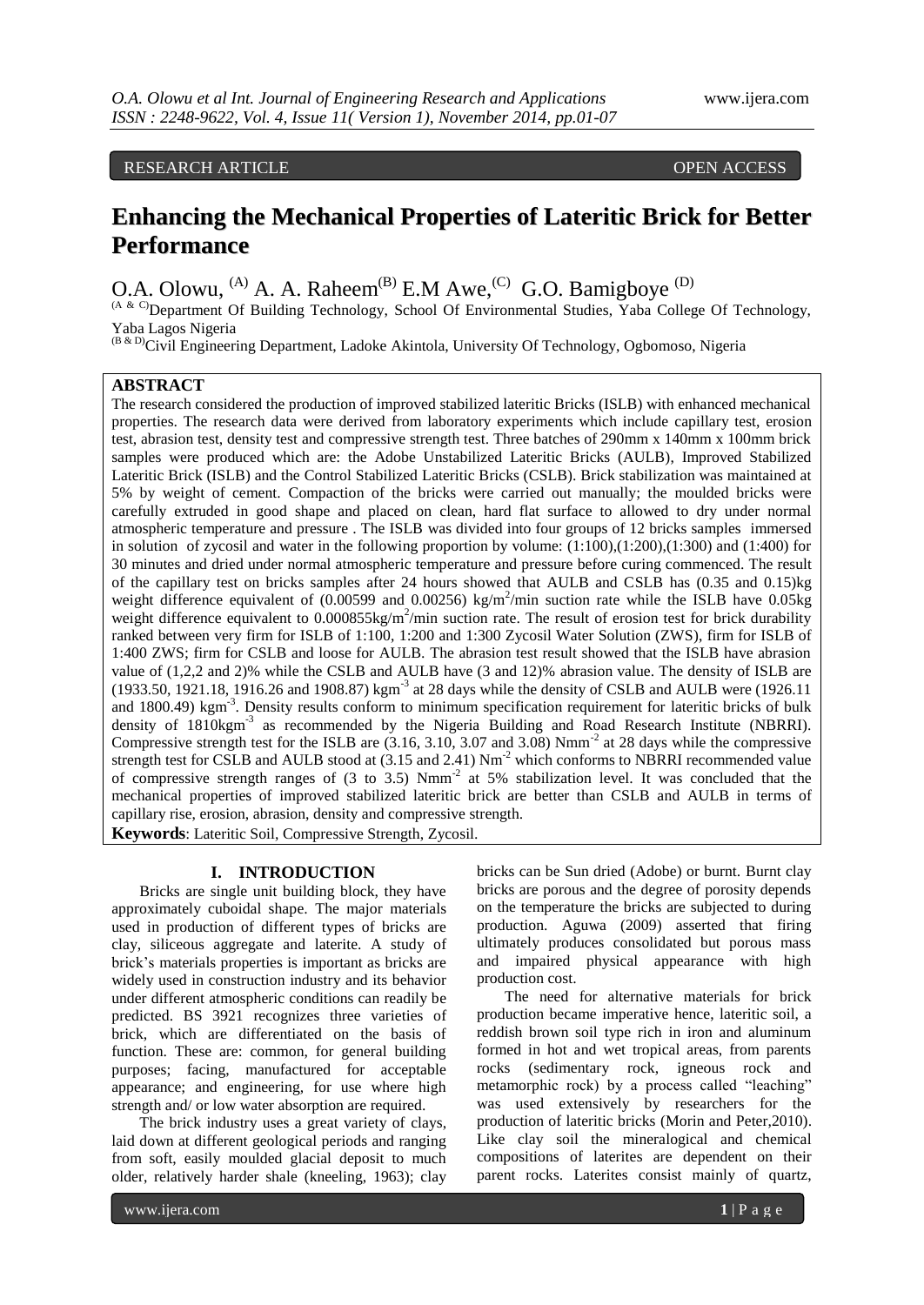RESEARCH ARTICLE OPEN ACCESS

# Enhancing the Mechanical Properties of Lateritic Brick for Better Performance

O.A. Olowu, [A] A. A. Raheem[B] E.M Awe,[C] G.O. Bamigboye [D]

[A & C]Department Of Building Technology, School Of Environmental Studies, Yaba College Of Technology, Yaba Lagos Nigeria

[B & D]Civil Engineering Department, Ladoke Akintola, University Of Technology, Ogbomoso, Nigeria

## ABSTRACT

The research considered the production of improved stabilized lateritic Bricks (ISLB) with enhanced mechanical properties. The research data were derived from laboratory experiments which include capillary test, erosion test, abrasion test, density test and compressive strength test. Three batches of 290mm x 140mm x 100mm brick samples were produced which are: the Adobe Unstabilized Lateritic Bricks (AULB), Improved Stabilized Lateritic Brick (ISLB) and the Control Stabilized Lateritic Bricks (CSLB). Brick stabilization was maintained at 5% by weight of cement. Compaction of the bricks were carried out manually; the moulded bricks were carefully extruded in good shape and placed on clean, hard flat surface to allowed to dry under normal atmospheric temperature and pressure . The ISLB was divided into four groups of 12 bricks samples immersed in solution of zycosil and water in the following proportion by volume: (1:100),(1:200),(1:300) and (1:400) for 30 minutes and dried under normal atmospheric temperature and pressure before curing commenced. The result of the capillary test on bricks samples after 24 hours showed that AULB and CSLB has (0.35 and 0.15)kg weight difference equivalent of (0.00599 and 0.00256) $kg/m^2/min$ suction rate while the ISLB have 0.05kg weight difference equivalent to $0.000855kg/m^2/min$ suction rate. The result of erosion test for brick durability ranked between very firm for ISLB of 1:100, 1:200 and 1:300 Zycosil Water Solution (ZWS), firm for ISLB of 1:400 ZWS; firm for CSLB and loose for AULB. The abrasion test result showed that the ISLB have abrasion value of (1,2,2 and 2)% while the CSLB and AULB have (3 and 12)% abrasion value. The density of ISLB are (1933.50, 1921.18, 1916.26 and 1908.87) $kgm^{-3}$ at 28 days while the density of CSLB and AULB were (1926.11 and 1800.49) $kgm^{-3}$. Density results conform to minimum specification requirement for lateritic bricks of bulk density of $1810kgm^{-3}$ as recommended by the Nigeria Building and Road Research Institute (NBRRI). Compressive strength test for the ISLB are (3.16, 3.10, 3.07 and 3.08) $Nmm^{-2}$ at 28 days while the compressive strength test for CSLB and AULB stood at (3.15 and 2.41) $Nm^{-2}$ which conforms to NBRRI recommended value of compressive strength ranges of (3 to 3.5) $Nmm^{-2}$ at 5% stabilization level. It was concluded that the mechanical properties of improved stabilized lateritic brick are better than CSLB and AULB in terms of capillary rise, erosion, abrasion, density and compressive strength.

**Keywords**: Lateritic Soil, Compressive Strength, Zycosil.

## I. INTRODUCTION

Bricks are single unit building block, they have approximately cuboidal shape. The major materials used in production of different types of bricks are clay, siliceous aggregate and laterite. A study of brick's materials properties is important as bricks are widely used in construction industry and its behavior under different atmospheric conditions can readily be predicted. BS 3921 recognizes three varieties of brick, which are differentiated on the basis of function. These are: common, for general building purposes; facing, manufactured for acceptable appearance; and engineering, for use where high strength and/ or low water absorption are required.

The brick industry uses a great variety of clays, laid down at different geological periods and ranging from soft, easily moulded glacial deposit to much older, relatively harder shale (kneeling, 1963); clay bricks can be Sun dried (Adobe) or burnt. Burnt clay bricks are porous and the degree of porosity depends on the temperature the bricks are subjected to during production. Aguwa (2009) asserted that firing ultimately produces consolidated but porous mass and impaired physical appearance with high production cost.

The need for alternative materials for brick production became imperative hence, lateritic soil, a reddish brown soil type rich in iron and aluminum formed in hot and wet tropical areas, from parents rocks (sedimentary rock, igneous rock and metamorphic rock) by a process called "leaching" was used extensively by researchers for the production of lateritic bricks (Morin and Peter,2010). Like clay soil the mineralogical and chemical compositions of laterites are dependent on their parent rocks. Laterites consist mainly of quartz,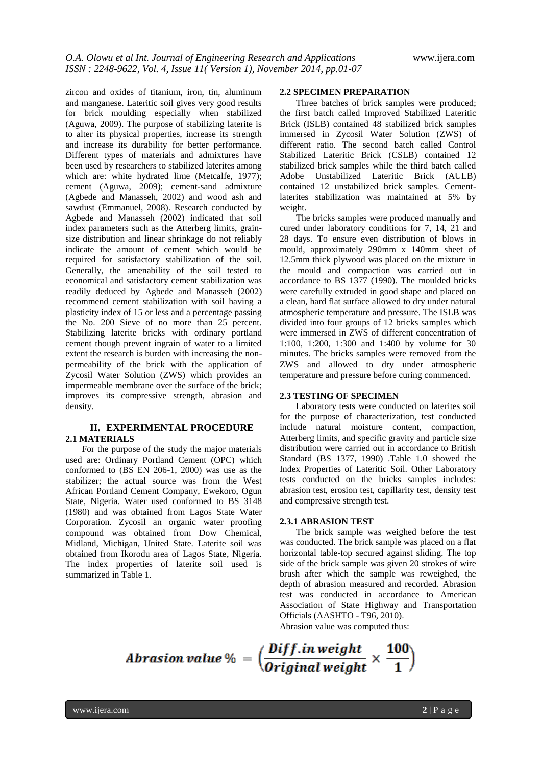zircon and oxides of titanium, iron, tin, aluminum and manganese. Lateritic soil gives very good results for brick moulding especially when stabilized (Aguwa, 2009). The purpose of stabilizing laterite is to alter its physical properties, increase its strength and increase its durability for better performance. Different types of materials and admixtures have been used by researchers to stabilized laterites among which are: white hydrated lime (Metcalfe, 1977); cement (Aguwa, 2009); cement-sand admixture (Agbede and Manasseh, 2002) and wood ash and sawdust (Emmanuel, 2008). Research conducted by Agbede and Manasseh (2002) indicated that soil index parameters such as the Atterberg limits, grain-size distribution and linear shrinkage do not reliably indicate the amount of cement which would be required for satisfactory stabilization of the soil. Generally, the amenability of the soil tested to economical and satisfactory cement stabilization was readily deduced by Agbede and Manasseh (2002) recommend cement stabilization with soil having a plasticity index of 15 or less and a percentage passing the No. 200 Sieve of no more than 25 percent. Stabilizing laterite bricks with ordinary portland cement though prevent ingrain of water to a limited extent the research is burden with increasing the non-permeability of the brick with the application of Zycosil Water Solution (ZWS) which provides an impermeable membrane over the surface of the brick; improves its compressive strength, abrasion and density.

## II. EXPERIMENTAL PROCEDURE

### 2.1 MATERIALS

For the purpose of the study the major materials used are: Ordinary Portland Cement (OPC) which conformed to (BS EN 206-1, 2000) was use as the stabilizer; the actual source was from the West African Portland Cement Company, Ewekoro, Ogun State, Nigeria. Water used conformed to BS 3148 (1980) and was obtained from Lagos State Water Corporation. Zycosil an organic water proofing compound was obtained from Dow Chemical, Midland, Michigan, United State. Laterite soil was obtained from Ikorodu area of Lagos State, Nigeria. The index properties of laterite soil used is summarized in Table 1.

### 2.2 SPECIMEN PREPARATION

Three batches of brick samples were produced; the first batch called Improved Stabilized Lateritic Brick (ISLB) contained 48 stabilized brick samples immersed in Zycosil Water Solution (ZWS) of different ratio. The second batch called Control Stabilized Lateritic Brick (CSLB) contained 12 stabilized brick samples while the third batch called Adobe Unstabilized Lateritic Brick (AULB) contained 12 unstabilized brick samples. Cement-laterites stabilization was maintained at 5% by weight.

The bricks samples were produced manually and cured under laboratory conditions for 7, 14, 21 and 28 days. To ensure even distribution of blows in mould, approximately 290mm x 140mm sheet of 12.5mm thick plywood was placed on the mixture in the mould and compaction was carried out in accordance to BS 1377 (1990). The moulded bricks were carefully extruded in good shape and placed on a clean, hard flat surface allowed to dry under natural atmospheric temperature and pressure. The ISLB was divided into four groups of 12 bricks samples which were immersed in ZWS of different concentration of 1:100, 1:200, 1:300 and 1:400 by volume for 30 minutes. The bricks samples were removed from the ZWS and allowed to dry under atmospheric temperature and pressure before curing commenced.

### 2.3 TESTING OF SPECIMEN

Laboratory tests were conducted on laterites soil for the purpose of characterization, test conducted include natural moisture content, compaction, Atterberg limits, and specific gravity and particle size distribution were carried out in accordance to British Standard (BS 1377, 1990) .Table 1.0 showed the Index Properties of Lateritic Soil. Other Laboratory tests conducted on the bricks samples includes: abrasion test, erosion test, capillarity test, density test and compressive strength test.

### 2.3.1 ABRASION TEST

The brick sample was weighed before the test was conducted. The brick sample was placed on a flat horizontal table-top secured against sliding. The top side of the brick sample was given 20 strokes of wire brush after which the sample was reweighed, the depth of abrasion measured and recorded. Abrasion test was conducted in accordance to American Association of State Highway and Transportation Officials (AASHTO - T96, 2010).

Abrasion value was computed thus:

$$\textbf{Abrasion value \%} = \left(\frac{\textbf{Diff. in weight}}{\textbf{Original weight}} \times \frac{\textbf{100}}{\textbf{1}}\right)$$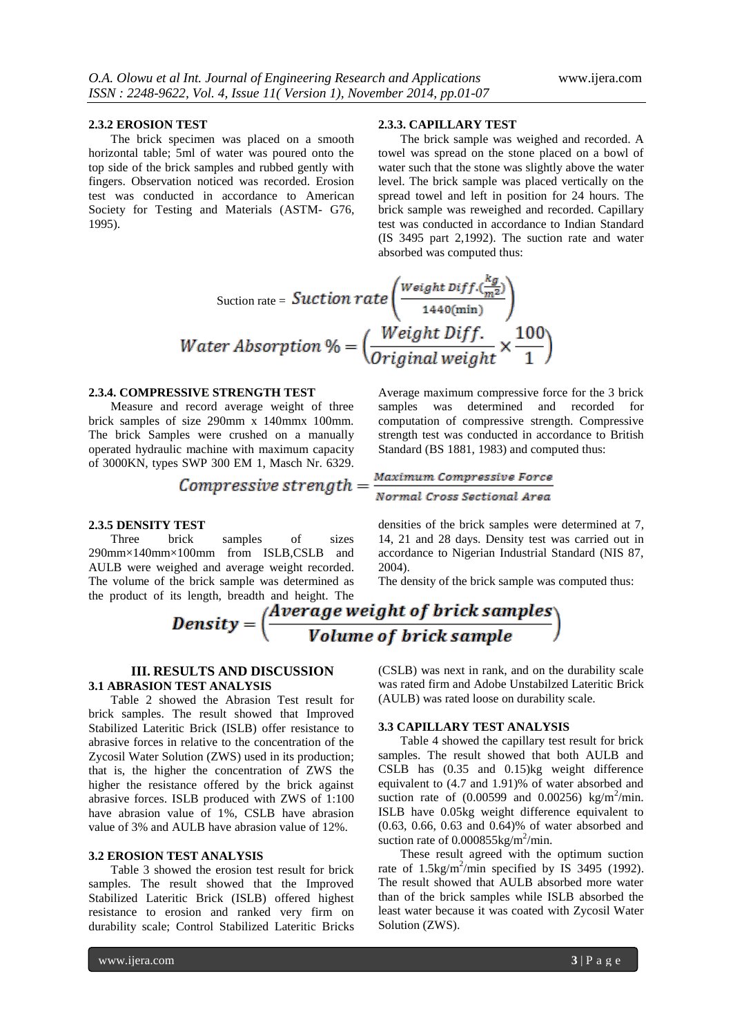### 2.3.2 EROSION TEST

The brick specimen was placed on a smooth horizontal table; 5ml of water was poured onto the top side of the brick samples and rubbed gently with fingers. Observation noticed was recorded. Erosion test was conducted in accordance to American Society for Testing and Materials (ASTM- G76, 1995).

### 2.3.3. CAPILLARY TEST

The brick sample was weighed and recorded. A towel was spread on the stone placed on a bowl of water such that the stone was slightly above the water level. The brick sample was placed vertically on the spread towel and left in position for 24 hours. The brick sample was reweighed and recorded. Capillary test was conducted in accordance to Indian Standard (IS 3495 part 2,1992). The suction rate and water absorbed was computed thus:

$$\text{Suction rate} = \text{Suction rate}\left(\frac{\text{Weight Diff.}\left(\frac{kg}{m^2}\right)}{1440(\text{min})}\right)$$

$$\text{Water Absorption}\,\% = \left(\frac{\text{Weight Diff.}}{\text{Original weight}} \times \frac{100}{1}\right)$$

### 2.3.4. COMPRESSIVE STRENGTH TEST

Measure and record average weight of three brick samples of size 290mm x 140mmx 100mm. The brick Samples were crushed on a manually operated hydraulic machine with maximum capacity of 3000KN, types SWP 300 EM 1, Masch Nr. 6329. Average maximum compressive force for the 3 brick samples was determined and recorded for computation of compressive strength. Compressive strength test was conducted in accordance to British Standard (BS 1881, 1983) and computed thus:

$$\text{Compressive strength} = \frac{\text{Maximum Compressive Force}}{\text{Normal Cross Sectional Area}}$$

### 2.3.5 DENSITY TEST

Three brick samples of sizes 290mm×140mm×100mm from ISLB,CSLB and AULB were weighed and average weight recorded. The volume of the brick sample was determined as the product of its length, breadth and height. The densities of the brick samples were determined at 7, 14, 21 and 28 days. Density test was carried out in accordance to Nigerian Industrial Standard (NIS 87, 2004).

The density of the brick sample was computed thus:

$$\text{Density} = \left(\frac{\text{Average weight of brick samples}}{\text{Volume of brick sample}}\right)$$

## III. RESULTS AND DISCUSSION

### 3.1 ABRASION TEST ANALYSIS

Table 2 showed the Abrasion Test result for brick samples. The result showed that Improved Stabilized Lateritic Brick (ISLB) offer resistance to abrasive forces in relative to the concentration of the Zycosil Water Solution (ZWS) used in its production; that is, the higher the concentration of ZWS the higher the resistance offered by the brick against abrasive forces. ISLB produced with ZWS of 1:100 have abrasion value of 1%, CSLB have abrasion value of 3% and AULB have abrasion value of 12%.

### 3.2 EROSION TEST ANALYSIS

Table 3 showed the erosion test result for brick samples. The result showed that the Improved Stabilized Lateritic Brick (ISLB) offered highest resistance to erosion and ranked very firm on durability scale; Control Stabilized Lateritic Bricks (CSLB) was next in rank, and on the durability scale was rated firm and Adobe Unstabilzed Lateritic Brick (AULB) was rated loose on durability scale.

### 3.3 CAPILLARY TEST ANALYSIS

Table 4 showed the capillary test result for brick samples. The result showed that both AULB and CSLB has (0.35 and 0.15)kg weight difference equivalent to (4.7 and 1.91)% of water absorbed and suction rate of (0.00599 and 0.00256) $kg/m^2$/min. ISLB have 0.05kg weight difference equivalent to (0.63, 0.66, 0.63 and 0.64)% of water absorbed and suction rate of 0.000855$kg/m^2$/min.

These result agreed with the optimum suction rate of 1.5$kg/m^2$/min specified by IS 3495 (1992). The result showed that AULB absorbed more water than of the brick samples while ISLB absorbed the least water because it was coated with Zycosil Water Solution (ZWS).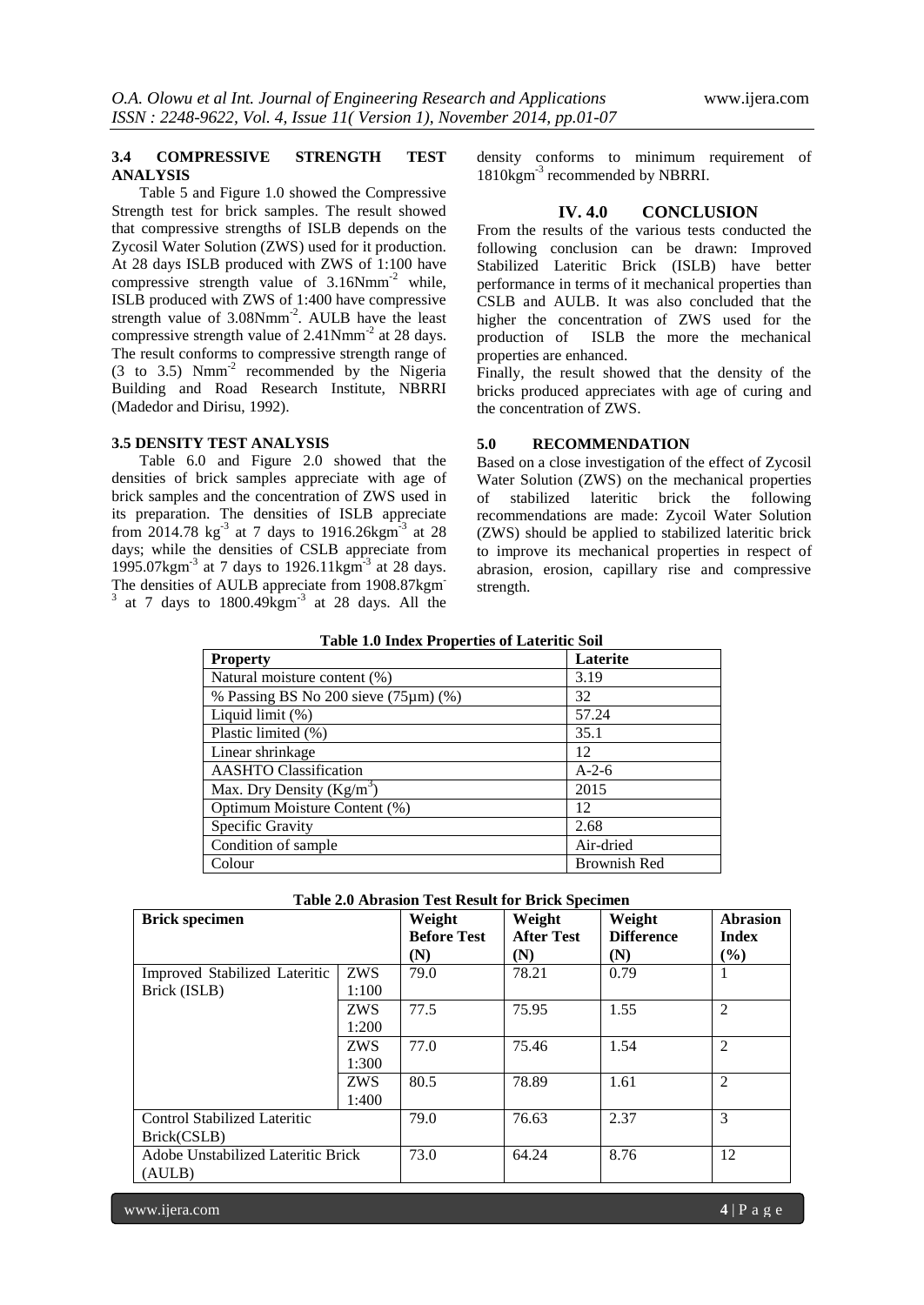### 3.4 COMPRESSIVE STRENGTH TEST ANALYSIS

Table 5 and Figure 1.0 showed the Compressive Strength test for brick samples. The result showed that compressive strengths of ISLB depends on the Zycosil Water Solution (ZWS) used for it production. At 28 days ISLB produced with ZWS of 1:100 have compressive strength value of $3.16 Nmm^{-2}$ while, ISLB produced with ZWS of 1:400 have compressive strength value of $3.08 Nmm^{-2}$. AULB have the least compressive strength value of $2.41 Nmm^{-2}$ at 28 days. The result conforms to compressive strength range of (3 to 3.5) $Nmm^{-2}$ recommended by the Nigeria Building and Road Research Institute, NBRRI (Madedor and Dirisu, 1992).

### 3.5 DENSITY TEST ANALYSIS

Table 6.0 and Figure 2.0 showed that the densities of brick samples appreciate with age of brick samples and the concentration of ZWS used in its preparation. The densities of ISLB appreciate from 2014.78 $kg^{-3}$ at 7 days to $1916.26 kgm^{-3}$ at 28 days; while the densities of CSLB appreciate from $1995.07 kgm^{-3}$ at 7 days to $1926.11 kgm^{-3}$ at 28 days. The densities of AULB appreciate from $1908.87 kgm^{-3}$ at 7 days to $1800.49 kgm^{-3}$ at 28 days. All the density conforms to minimum requirement of $1810 kgm^{-3}$ recommended by NBRRI.

## IV. 4.0 CONCLUSION

From the results of the various tests conducted the following conclusion can be drawn: Improved Stabilized Lateritic Brick (ISLB) have better performance in terms of it mechanical properties than CSLB and AULB. It was also concluded that the higher the concentration of ZWS used for the production of ISLB the more the mechanical properties are enhanced.

Finally, the result showed that the density of the bricks produced appreciates with age of curing and the concentration of ZWS.

## 5.0 RECOMMENDATION

Based on a close investigation of the effect of Zycosil Water Solution (ZWS) on the mechanical properties of stabilized lateritic brick the following recommendations are made: Zycoil Water Solution (ZWS) should be applied to stabilized lateritic brick to improve its mechanical properties in respect of abrasion, erosion, capillary rise and compressive strength.

**Table 1.0 Index Properties of Lateritic Soil**

| Property | Laterite |
|---|---|
| Natural moisture content (%) | 3.19 |
| % Passing BS No 200 sieve (75μm) (%) | 32 |
| Liquid limit (%) | 57.24 |
| Plastic limited (%) | 35.1 |
| Linear shrinkage | 12 |
| AASHTO Classification | A-2-6 |
| Max. Dry Density ($Kg/m^3$) | 2015 |
| Optimum Moisture Content (%) | 12 |
| Specific Gravity | 2.68 |
| Condition of sample | Air-dried |
| Colour | Brownish Red |

**Table 2.0 Abrasion Test Result for Brick Specimen**

| Brick specimen | | Weight Before Test (N) | Weight After Test (N) | Weight Difference (N) | Abrasion Index (%) |
|---|---|---|---|---|---|
| Improved Stabilized Lateritic Brick (ISLB) | ZWS 1:100 | 79.0 | 78.21 | 0.79 | 1 |
| | ZWS 1:200 | 77.5 | 75.95 | 1.55 | 2 |
| | ZWS 1:300 | 77.0 | 75.46 | 1.54 | 2 |
| | ZWS 1:400 | 80.5 | 78.89 | 1.61 | 2 |
| Control Stabilized Lateritic Brick(CSLB) | | 79.0 | 76.63 | 2.37 | 3 |
| Adobe Unstabilized Lateritic Brick (AULB) | | 73.0 | 64.24 | 8.76 | 12 |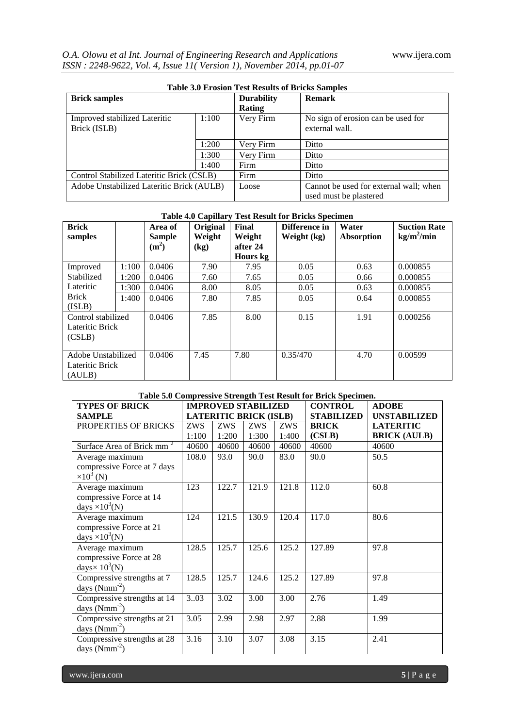**Table 3.0 Erosion Test Results of Bricks Samples**

| Brick samples | | Durability Rating | Remark |
|---|---|---|---|
| Improved stabilized Lateritic Brick (ISLB) | 1:100 | Very Firm | No sign of erosion can be used for external wall. |
| | 1:200 | Very Firm | Ditto |
| | 1:300 | Very Firm | Ditto |
| | 1:400 | Firm | Ditto |
| Control Stabilized Lateritic Brick (CSLB) | | Firm | Ditto |
| Adobe Unstabilized Lateritic Brick (AULB) | | Loose | Cannot be used for external wall; when used must be plastered |

**Table 4.0 Capillary Test Result for Bricks Specimen**

| Brick samples | | Area of Sample ($m^2$) | Original Weight (kg) | Final Weight after 24 Hours kg | Difference in Weight (kg) | Water Absorption | Suction Rate $kg/m^2/min$ |
|---|---|---|---|---|---|---|---|
| Improved Stabilized Lateritic Brick (ISLB) | 1:100 | 0.0406 | 7.90 | 7.95 | 0.05 | 0.63 | 0.000855 |
| | 1:200 | 0.0406 | 7.60 | 7.65 | 0.05 | 0.66 | 0.000855 |
| | 1:300 | 0.0406 | 8.00 | 8.05 | 0.05 | 0.63 | 0.000855 |
| | 1:400 | 0.0406 | 7.80 | 7.85 | 0.05 | 0.64 | 0.000855 |
| Control stabilized Lateritic Brick (CSLB) | | 0.0406 | 7.85 | 8.00 | 0.15 | 1.91 | 0.000256 |
| Adobe Unstabilized Lateritic Brick (AULB) | | 0.0406 | 7.45 | 7.80 | 0.35/470 | 4.70 | 0.00599 |

**Table 5.0 Compressive Strength Test Result for Brick Specimen.**

| TYPES OF BRICK SAMPLE | IMPROVED STABILIZED LATERITIC BRICK (ISLB) | | | | CONTROL STABILIZED BRICK (CSLB) | ADOBE UNSTABILIZED LATERITIC BRICK (AULB) |
|---|---|---|---|---|---|---|
| PROPERTIES OF BRICKS | ZWS 1:100 | ZWS 1:200 | ZWS 1:300 | ZWS 1:400 | | |
| Surface Area of Brick $mm^2$ | 40600 | 40600 | 40600 | 40600 | 40600 | 40600 |
| Average maximum compressive Force at 7 days $\times 10^3$ (N) | 108.0 | 93.0 | 90.0 | 83.0 | 90.0 | 50.5 |
| Average maximum compressive Force at 14 days $\times 10^3$(N) | 123 | 122.7 | 121.9 | 121.8 | 112.0 | 60.8 |
| Average maximum compressive Force at 21 days $\times 10^3$(N) | 124 | 121.5 | 130.9 | 120.4 | 117.0 | 80.6 |
| Average maximum compressive Force at 28 days $\times 10^3$(N) | 128.5 | 125.7 | 125.6 | 125.2 | 127.89 | 97.8 |
| Compressive strengths at 7 days ($Nmm^{-2}$) | 128.5 | 125.7 | 124.6 | 125.2 | 127.89 | 97.8 |
| Compressive strengths at 14 days ($Nmm^{-2}$) | 3..03 | 3.02 | 3.00 | 3.00 | 2.76 | 1.49 |
| Compressive strengths at 21 days ($Nmm^{-2}$) | 3.05 | 2.99 | 2.98 | 2.97 | 2.88 | 1.99 |
| Compressive strengths at 28 days ($Nmm^{-2}$) | 3.16 | 3.10 | 3.07 | 3.08 | 3.15 | 2.41 |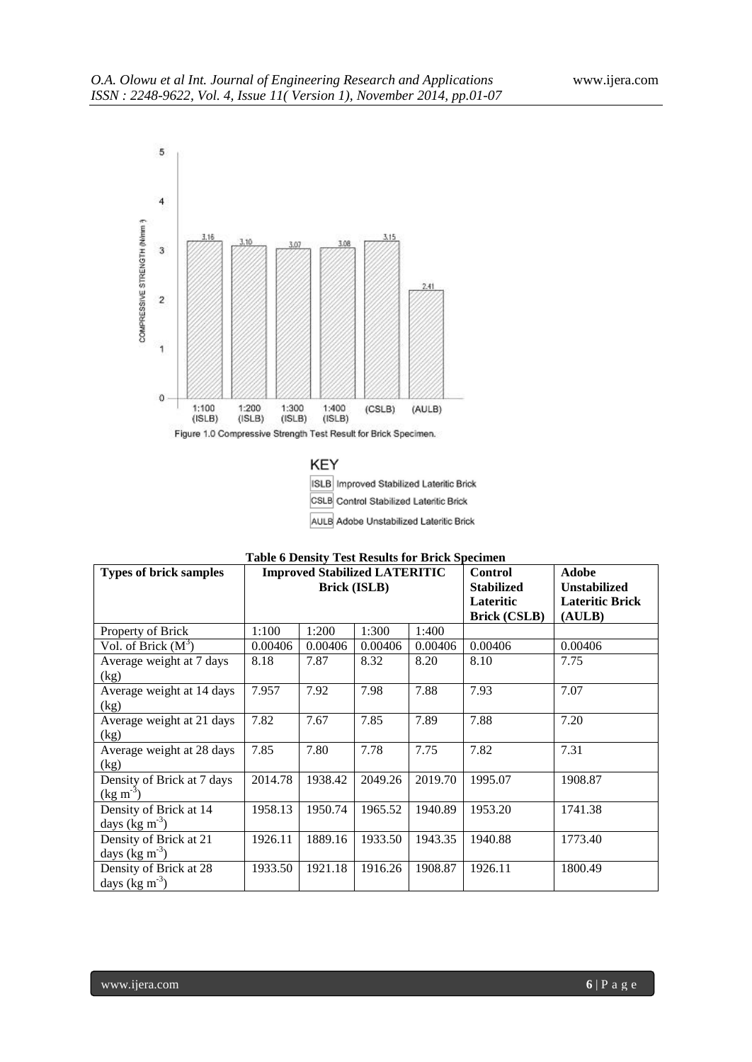Figure 1.0 Compressive Strength Test Result for Brick Specimen.

KEY

ISLB Improved Stabilized Lateritic Brick

CSLB Control Stabilized Lateritic Brick

AULB Adobe Unstabilized Lateritic Brick

**Table 6 Density Test Results for Brick Specimen**

| Types of brick samples | Improved Stabilized LATERITIC Brick (ISLB) | | | | Control Stabilized Lateritic Brick (CSLB) | Adobe Unstabilized Lateritic Brick (AULB) |
|---|---|---|---|---|---|---|
| Property of Brick | 1:100 | 1:200 | 1:300 | 1:400 | | |
| Vol. of Brick ($M^3$) | 0.00406 | 0.00406 | 0.00406 | 0.00406 | 0.00406 | 0.00406 |
| Average weight at 7 days (kg) | 8.18 | 7.87 | 8.32 | 8.20 | 8.10 | 7.75 |
| Average weight at 14 days (kg) | 7.957 | 7.92 | 7.98 | 7.88 | 7.93 | 7.07 |
| Average weight at 21 days (kg) | 7.82 | 7.67 | 7.85 | 7.89 | 7.88 | 7.20 |
| Average weight at 28 days (kg) | 7.85 | 7.80 | 7.78 | 7.75 | 7.82 | 7.31 |
| Density of Brick at 7 days ($kg\ m^{-3}$) | 2014.78 | 1938.42 | 2049.26 | 2019.70 | 1995.07 | 1908.87 |
| Density of Brick at 14 days ($kg\ m^{-3}$) | 1958.13 | 1950.74 | 1965.52 | 1940.89 | 1953.20 | 1741.38 |
| Density of Brick at 21 days ($kg\ m^{-3}$) | 1926.11 | 1889.16 | 1933.50 | 1943.35 | 1940.88 | 1773.40 |
| Density of Brick at 28 days ($kg\ m^{-3}$) | 1933.50 | 1921.18 | 1916.26 | 1908.87 | 1926.11 | 1800.49 |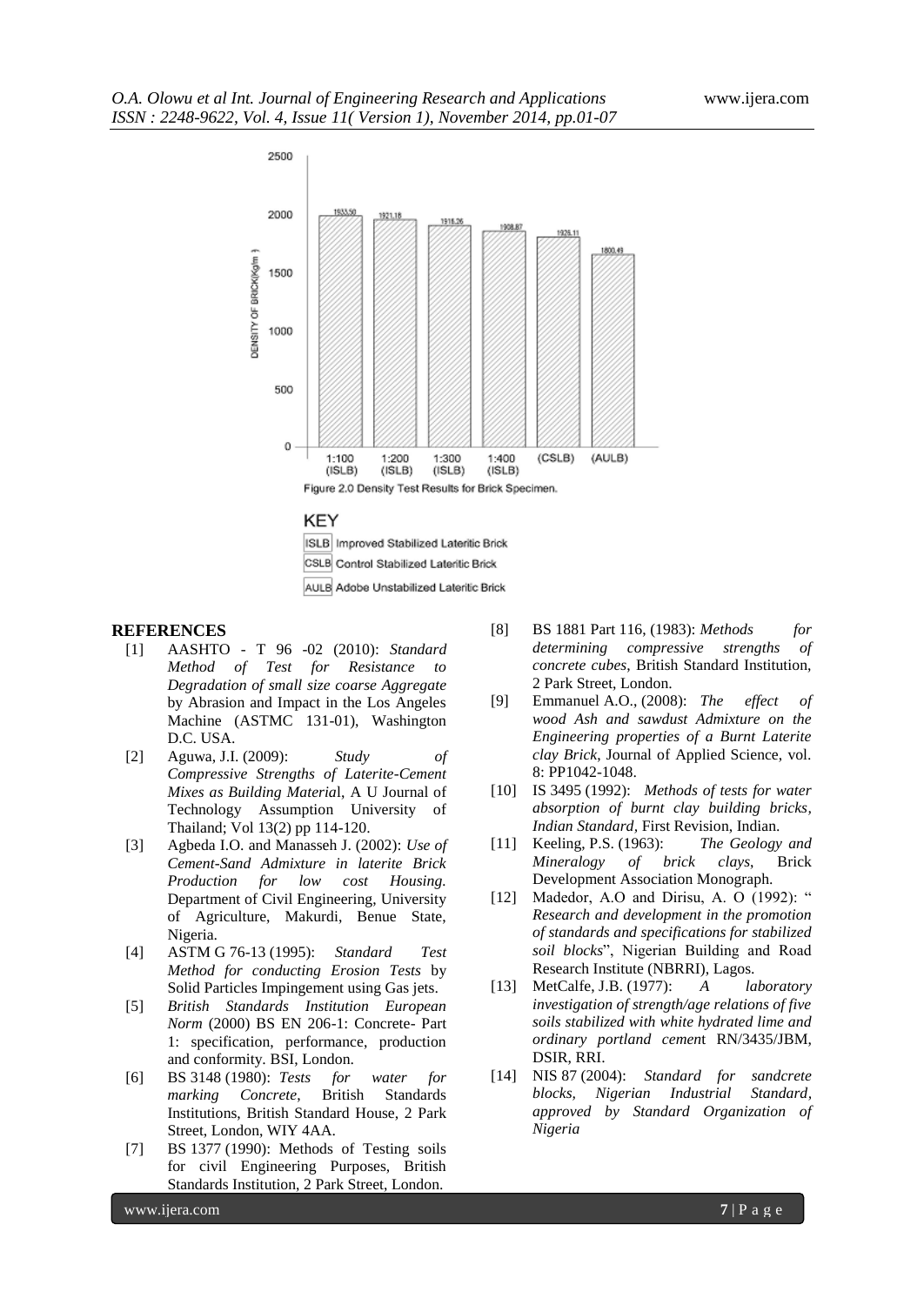2500

2000

1500

1000

500

0

DENSITY OF BRICK(Kg/m³)

1933.50

1921.18

1918.26

1908.87

1926.11

1800.49

1:100 (ISLB)

1:200 (ISLB)

1:300 (ISLB)

1:400 (ISLB)

(CSLB)

(AULB)

Figure 2.0 Density Test Results for Brick Specimen.

KEY

ISLB Improved Stabilized Lateritic Brick

CSLB Control Stabilized Lateritic Brick

AULB Adobe Unstabilized Lateritic Brick

## REFERENCES

[1] AASHTO - T 96 -02 (2010): *Standard Method of Test for Resistance to Degradation of small size coarse Aggregate* by Abrasion and Impact in the Los Angeles Machine (ASTMC 131-01), Washington D.C. USA.

[2] Aguwa, J.I. (2009): *Study of Compressive Strengths of Laterite-Cement Mixes as Building Materia*l, A U Journal of Technology Assumption University of Thailand; Vol 13(2) pp 114-120.

[3] Agbeda I.O. and Manasseh J. (2002): *Use of Cement-Sand Admixture in laterite Brick Production for low cost Housing.* Department of Civil Engineering, University of Agriculture, Makurdi, Benue State, Nigeria.

[4] ASTM G 76-13 (1995): *Standard Test Method for conducting Erosion Tests* by Solid Particles Impingement using Gas jets.

[5] *British Standards Institution European Norm* (2000) BS EN 206-1: Concrete- Part 1: specification, performance, production and conformity. BSI, London.

[6] BS 3148 (1980): *Tests for water for marking Concrete*, British Standards Institutions, British Standard House, 2 Park Street, London, WIY 4AA.

[7] BS 1377 (1990): Methods of Testing soils for civil Engineering Purposes, British Standards Institution, 2 Park Street, London.

[8] BS 1881 Part 116, (1983): *Methods for determining compressive strengths of concrete cubes*, British Standard Institution, 2 Park Street, London.

[9] Emmanuel A.O., (2008): *The effect of wood Ash and sawdust Admixture on the Engineering properties of a Burnt Laterite clay Brick*, Journal of Applied Science, vol. 8: PP1042-1048.

[10] IS 3495 (1992): *Methods of tests for water absorption of burnt clay building bricks, Indian Standard*, First Revision, Indian.

[11] Keeling, P.S. (1963): *The Geology and Mineralogy of brick clays*, Brick Development Association Monograph.

[12] Madedor, A.O and Dirisu, A. O (1992): "*Research and development in the promotion of standards and specifications for stabilized soil blocks*", Nigerian Building and Road Research Institute (NBRRI), Lagos.

[13] MetCalfe, J.B. (1977): *A laboratory investigation of strength/age relations of five soils stabilized with white hydrated lime and ordinary portland cemen*t RN/3435/JBM, DSIR, RRI.

[14] NIS 87 (2004): *Standard for sandcrete blocks, Nigerian Industrial Standard, approved by Standard Organization of Nigeria*